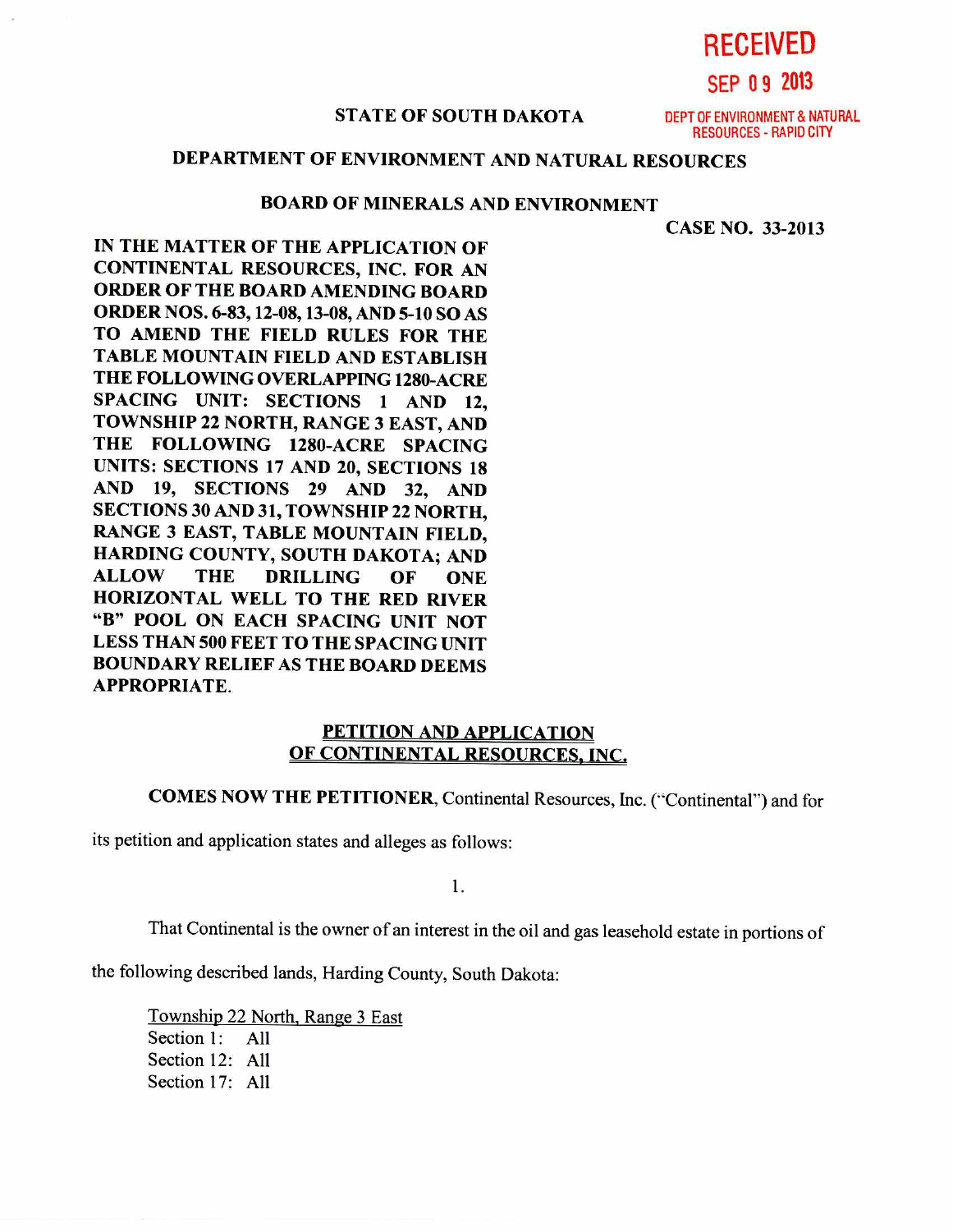RECEIVED

SEP 09 2013

DEPT OF ENVIRONMENT & NATURAL RESOURCES - RAPID CITY

**STATE OF SOUTH DAKOTA**

**DEPARTMENT OF ENVIRONMENT AND NATURAL RESOURCES**

**BOARD OF MINERALS AND ENVIRONMENT**

**CASE NO. 33-2013**

**IN THE MATTER OF THE APPLICATION OF CONTINENTAL RESOURCES, INC. FOR AN ORDER OF THE BOARD AMENDING BOARD ORDER NOS. 6-83, 12-08, 13-08, AND 5-10 SO AS TO AMEND THE FIELD RULES FOR THE TABLE MOUNTAIN FIELD AND ESTABLISH THE FOLLOWING OVERLAPPING 1280-ACRE SPACING UNIT: SECTIONS 1 AND 12, TOWNSHIP 22 NORTH, RANGE 3 EAST, AND THE FOLLOWING 1280-ACRE SPACING UNITS: SECTIONS 17 AND 20, SECTIONS 18 AND 19, SECTIONS 29 AND 32, AND SECTIONS 30 AND 31, TOWNSHIP 22 NORTH, RANGE 3 EAST, TABLE MOUNTAIN FIELD, HARDING COUNTY, SOUTH DAKOTA; AND ALLOW THE DRILLING OF ONE HORIZONTAL WELL TO THE RED RIVER "B" POOL ON EACH SPACING UNIT NOT LESS THAN 500 FEET TO THE SPACING UNIT BOUNDARY RELIEF AS THE BOARD DEEMS APPROPRIATE.**

**PETITION AND APPLICATION OF CONTINENTAL RESOURCES, INC.**

**COMES NOW THE PETITIONER**, Continental Resources, Inc. ("Continental") and for its petition and application states and alleges as follows:

1.

That Continental is the owner of an interest in the oil and gas leasehold estate in portions of the following described lands, Harding County, South Dakota:

Township 22 North, Range 3 East
Section 1: All
Section 12: All
Section 17: All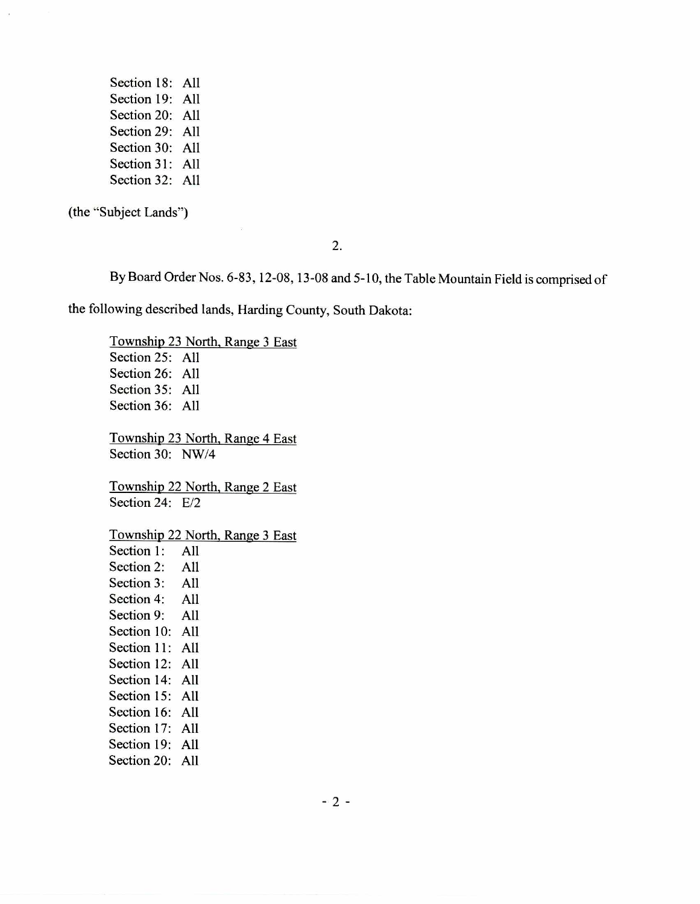Section 18: All
Section 19: All
Section 20: All
Section 29: All
Section 30: All
Section 31: All
Section 32: All

(the "Subject Lands")

2.

By Board Order Nos. 6-83, 12-08, 13-08 and 5-10, the Table Mountain Field is comprised of the following described lands, Harding County, South Dakota:

<u>Township 23 North, Range 3 East</u>
Section 25: All
Section 26: All
Section 35: All
Section 36: All

<u>Township 23 North, Range 4 East</u>
Section 30: NW/4

<u>Township 22 North, Range 2 East</u>
Section 24: E/2

<u>Township 22 North, Range 3 East</u>
Section 1: All
Section 2: All
Section 3: All
Section 4: All
Section 9: All
Section 10: All
Section 11: All
Section 12: All
Section 14: All
Section 15: All
Section 16: All
Section 17: All
Section 19: All
Section 20: All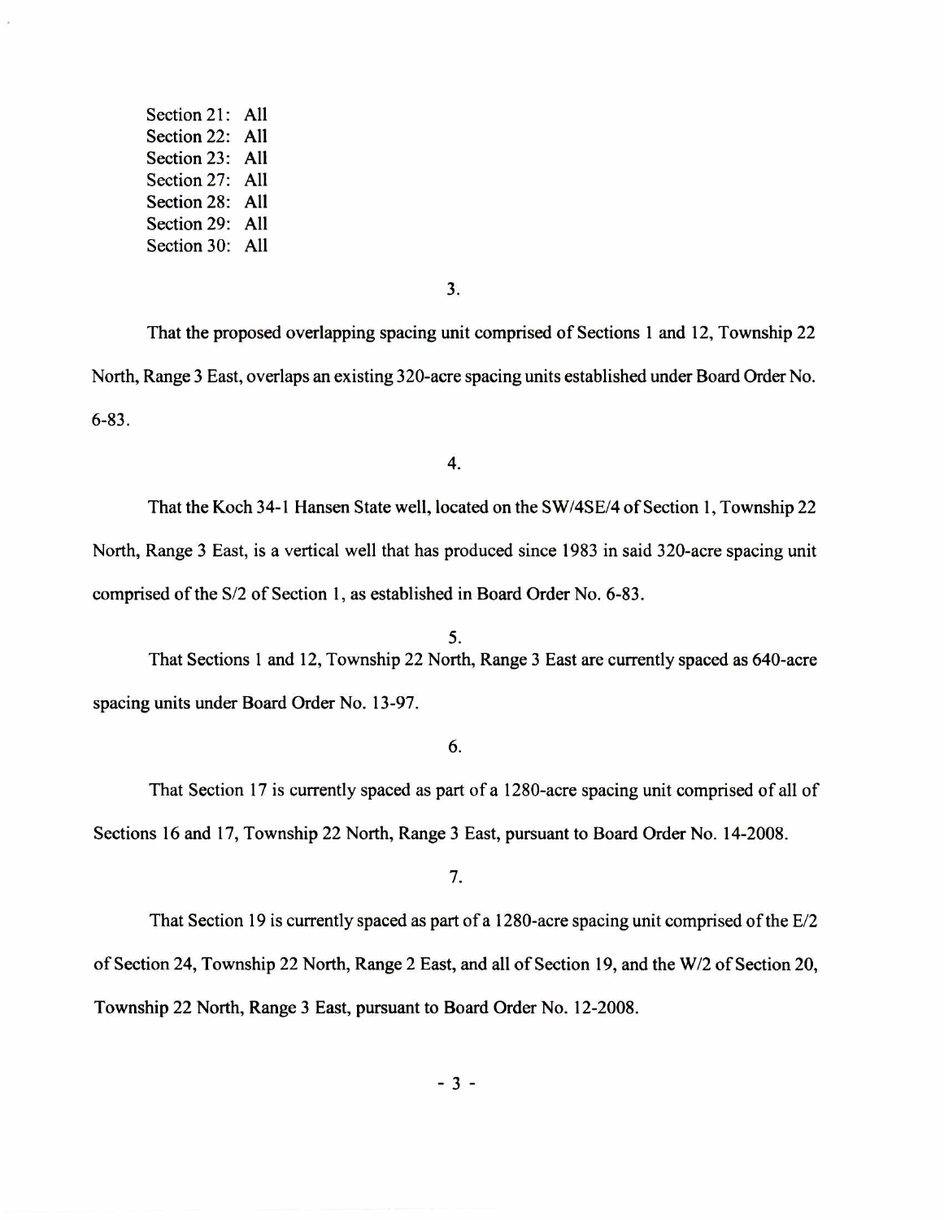Section 21: All
Section 22: All
Section 23: All
Section 27: All
Section 28: All
Section 29: All
Section 30: All

3.

That the proposed overlapping spacing unit comprised of Sections 1 and 12, Township 22 North, Range 3 East, overlaps an existing 320-acre spacing units established under Board Order No. 6-83.

4.

That the Koch 34-1 Hansen State well, located on the SW/4SE/4 of Section 1, Township 22 North, Range 3 East, is a vertical well that has produced since 1983 in said 320-acre spacing unit comprised of the S/2 of Section 1, as established in Board Order No. 6-83.

5.

That Sections 1 and 12, Township 22 North, Range 3 East are currently spaced as 640-acre spacing units under Board Order No. 13-97.

6.

That Section 17 is currently spaced as part of a 1280-acre spacing unit comprised of all of Sections 16 and 17, Township 22 North, Range 3 East, pursuant to Board Order No. 14-2008.

7.

That Section 19 is currently spaced as part of a 1280-acre spacing unit comprised of the E/2 of Section 24, Township 22 North, Range 2 East, and all of Section 19, and the W/2 of Section 20, Township 22 North, Range 3 East, pursuant to Board Order No. 12-2008.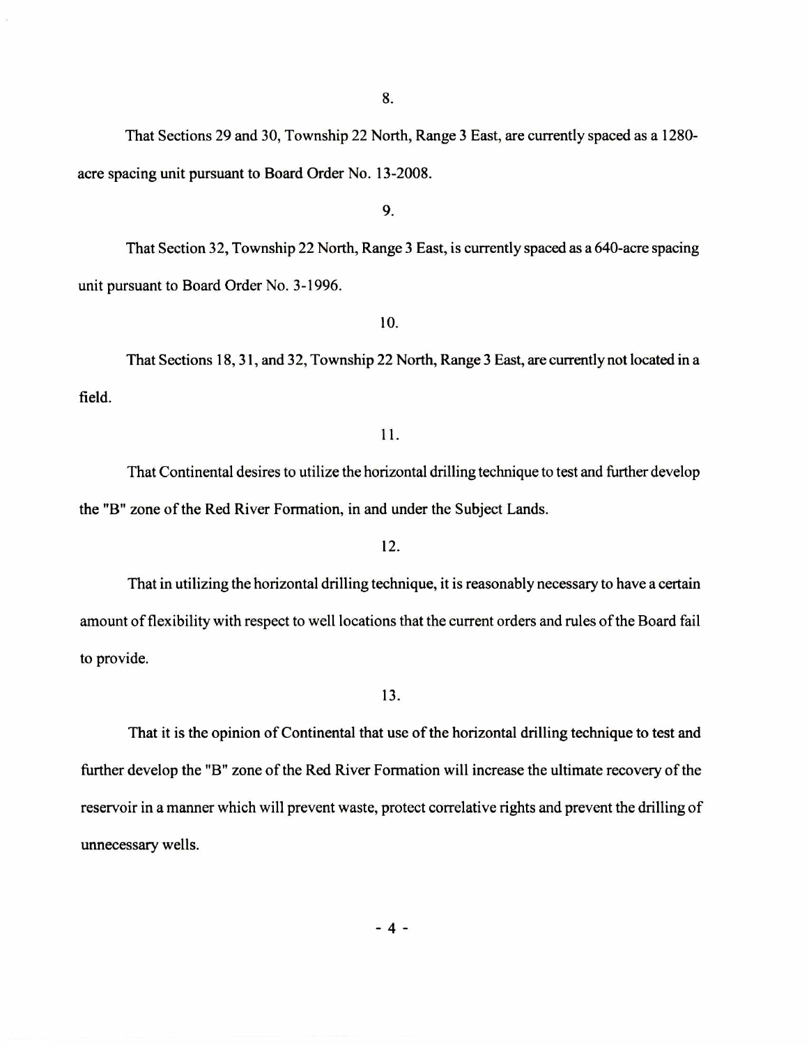8.

That Sections 29 and 30, Township 22 North, Range 3 East, are currently spaced as a 1280-acre spacing unit pursuant to Board Order No. 13-2008.

9.

That Section 32, Township 22 North, Range 3 East, is currently spaced as a 640-acre spacing unit pursuant to Board Order No. 3-1996.

10.

That Sections 18, 31, and 32, Township 22 North, Range 3 East, are currently not located in a field.

11.

That Continental desires to utilize the horizontal drilling technique to test and further develop the "B" zone of the Red River Formation, in and under the Subject Lands.

12.

That in utilizing the horizontal drilling technique, it is reasonably necessary to have a certain amount of flexibility with respect to well locations that the current orders and rules of the Board fail to provide.

13.

That it is the opinion of Continental that use of the horizontal drilling technique to test and further develop the "B" zone of the Red River Formation will increase the ultimate recovery of the reservoir in a manner which will prevent waste, protect correlative rights and prevent the drilling of unnecessary wells.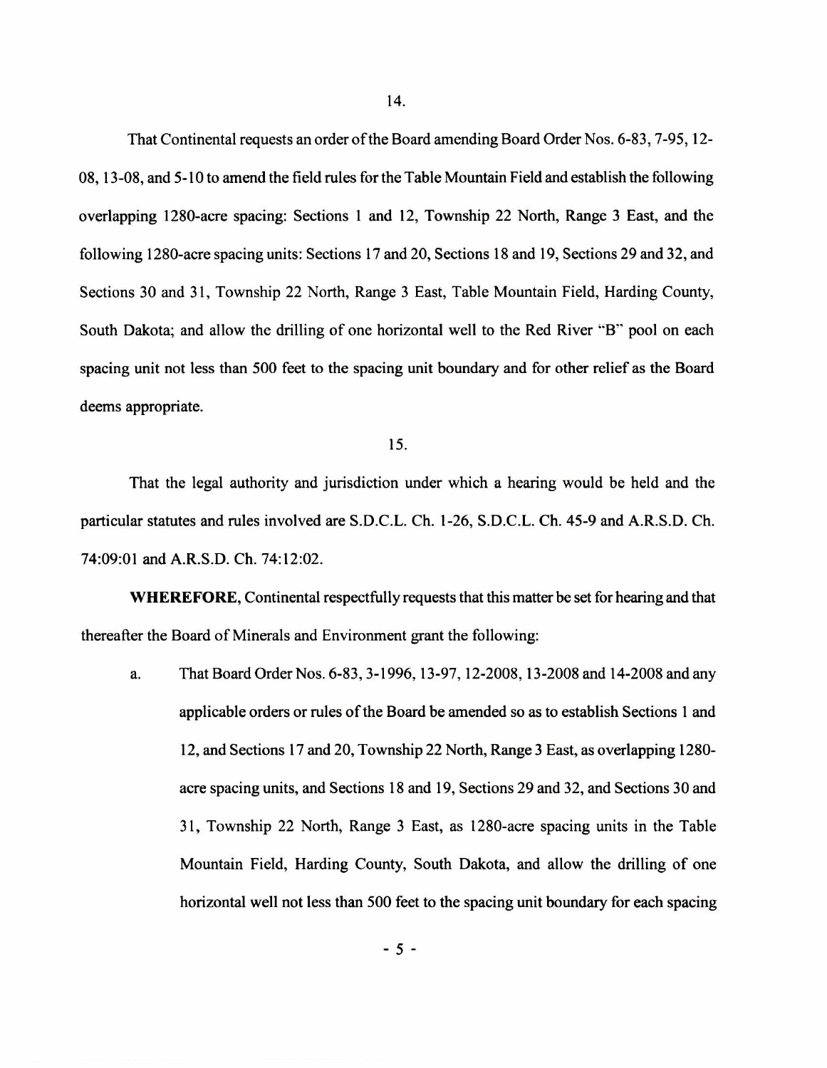14.

That Continental requests an order of the Board amending Board Order Nos. 6-83, 7-95, 12-08, 13-08, and 5-10 to amend the field rules for the Table Mountain Field and establish the following overlapping 1280-acre spacing: Sections 1 and 12, Township 22 North, Range 3 East, and the following 1280-acre spacing units: Sections 17 and 20, Sections 18 and 19, Sections 29 and 32, and Sections 30 and 31, Township 22 North, Range 3 East, Table Mountain Field, Harding County, South Dakota; and allow the drilling of one horizontal well to the Red River "B" pool on each spacing unit not less than 500 feet to the spacing unit boundary and for other relief as the Board deems appropriate.

15.

That the legal authority and jurisdiction under which a hearing would be held and the particular statutes and rules involved are S.D.C.L. Ch. 1-26, S.D.C.L. Ch. 45-9 and A.R.S.D. Ch. 74:09:01 and A.R.S.D. Ch. 74:12:02.

**WHEREFORE,** Continental respectfully requests that this matter be set for hearing and that thereafter the Board of Minerals and Environment grant the following:

a. That Board Order Nos. 6-83, 3-1996, 13-97, 12-2008, 13-2008 and 14-2008 and any applicable orders or rules of the Board be amended so as to establish Sections 1 and 12, and Sections 17 and 20, Township 22 North, Range 3 East, as overlapping 1280-acre spacing units, and Sections 18 and 19, Sections 29 and 32, and Sections 30 and 31, Township 22 North, Range 3 East, as 1280-acre spacing units in the Table Mountain Field, Harding County, South Dakota, and allow the drilling of one horizontal well not less than 500 feet to the spacing unit boundary for each spacing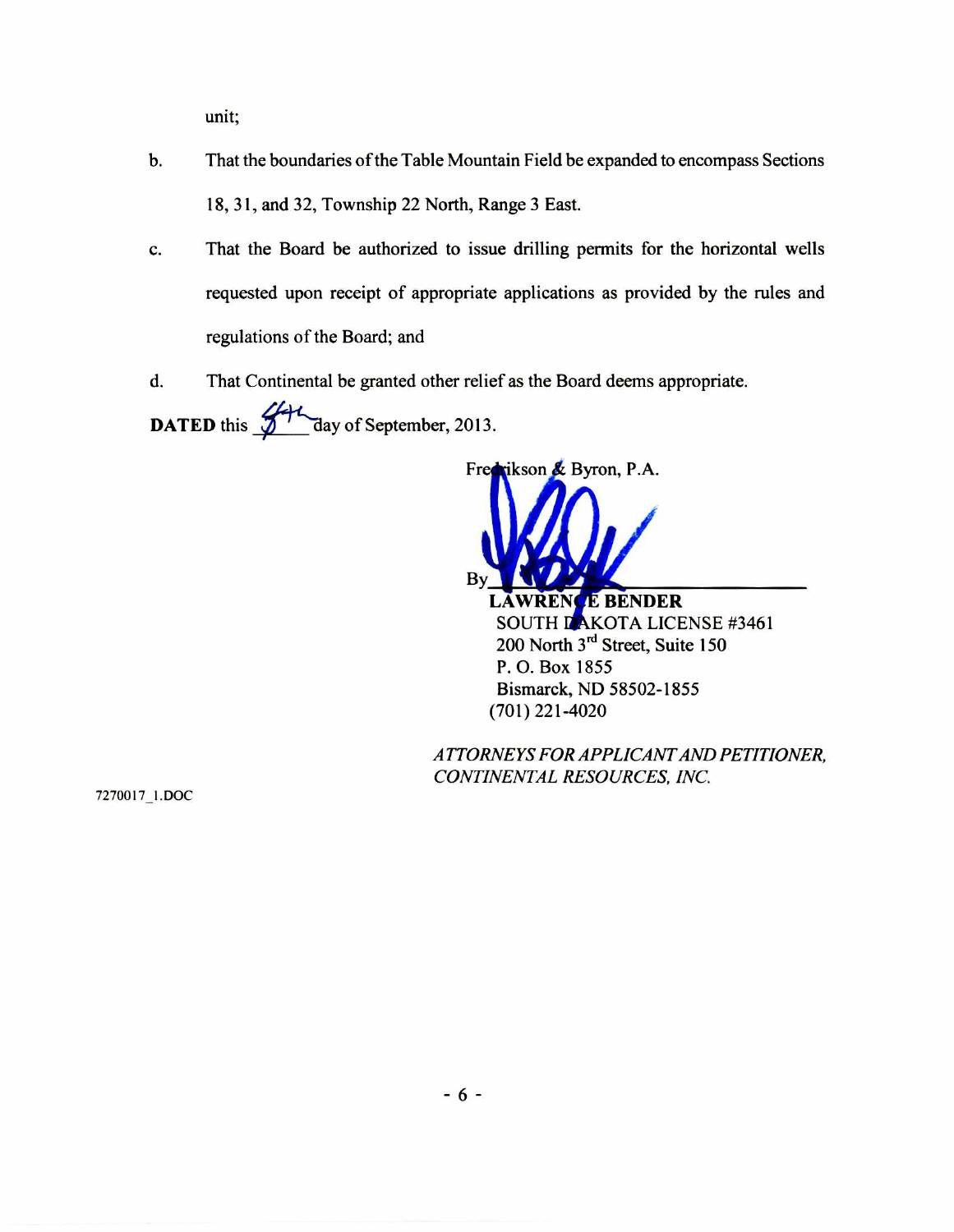unit;

b. That the boundaries of the Table Mountain Field be expanded to encompass Sections 18, 31, and 32, Township 22 North, Range 3 East.

c. That the Board be authorized to issue drilling permits for the horizontal wells requested upon receipt of appropriate applications as provided by the rules and regulations of the Board; and

d. That Continental be granted other relief as the Board deems appropriate.

**DATED** this 5th day of September, 2013.

Fredrikson & Byron, P.A.

By ______________________

**LAWRENCE BENDER**
SOUTH DAKOTA LICENSE #3461
200 North 3rd Street, Suite 150
P. O. Box 1855
Bismarck, ND 58502-1855
(701) 221-4020

*ATTORNEYS FOR APPLICANT AND PETITIONER, CONTINENTAL RESOURCES, INC.*

7270017_1.DOC